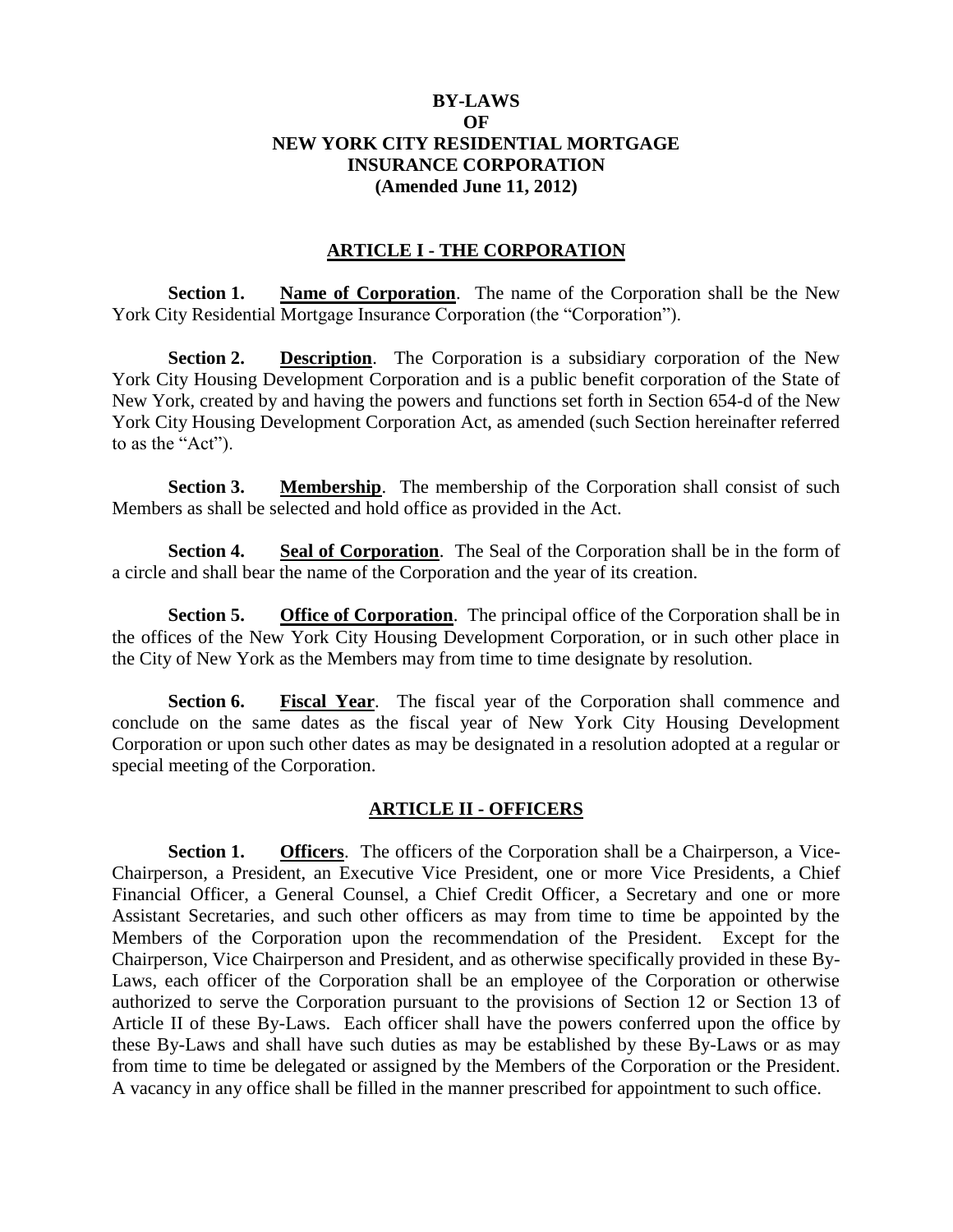# BY-LAWS OF NEW YORK CITY RESIDENTIAL MORTGAGE INSURANCE CORPORATION

**(Amended June 11, 2012)**

## ARTICLE I - THE CORPORATION

**Section 1. Name of Corporation**. The name of the Corporation shall be the New York City Residential Mortgage Insurance Corporation (the "Corporation").

**Section 2. Description**. The Corporation is a subsidiary corporation of the New York City Housing Development Corporation and is a public benefit corporation of the State of New York, created by and having the powers and functions set forth in Section 654-d of the New York City Housing Development Corporation Act, as amended (such Section hereinafter referred to as the "Act").

**Section 3. Membership**. The membership of the Corporation shall consist of such Members as shall be selected and hold office as provided in the Act.

**Section 4. Seal of Corporation**. The Seal of the Corporation shall be in the form of a circle and shall bear the name of the Corporation and the year of its creation.

**Section 5. Office of Corporation**. The principal office of the Corporation shall be in the offices of the New York City Housing Development Corporation, or in such other place in the City of New York as the Members may from time to time designate by resolution.

**Section 6. Fiscal Year**. The fiscal year of the Corporation shall commence and conclude on the same dates as the fiscal year of New York City Housing Development Corporation or upon such other dates as may be designated in a resolution adopted at a regular or special meeting of the Corporation.

## ARTICLE II - OFFICERS

**Section 1. Officers**. The officers of the Corporation shall be a Chairperson, a Vice-Chairperson, a President, an Executive Vice President, one or more Vice Presidents, a Chief Financial Officer, a General Counsel, a Chief Credit Officer, a Secretary and one or more Assistant Secretaries, and such other officers as may from time to time be appointed by the Members of the Corporation upon the recommendation of the President. Except for the Chairperson, Vice Chairperson and President, and as otherwise specifically provided in these By-Laws, each officer of the Corporation shall be an employee of the Corporation or otherwise authorized to serve the Corporation pursuant to the provisions of Section 12 or Section 13 of Article II of these By-Laws. Each officer shall have the powers conferred upon the office by these By-Laws and shall have such duties as may be established by these By-Laws or as may from time to time be delegated or assigned by the Members of the Corporation or the President. A vacancy in any office shall be filled in the manner prescribed for appointment to such office.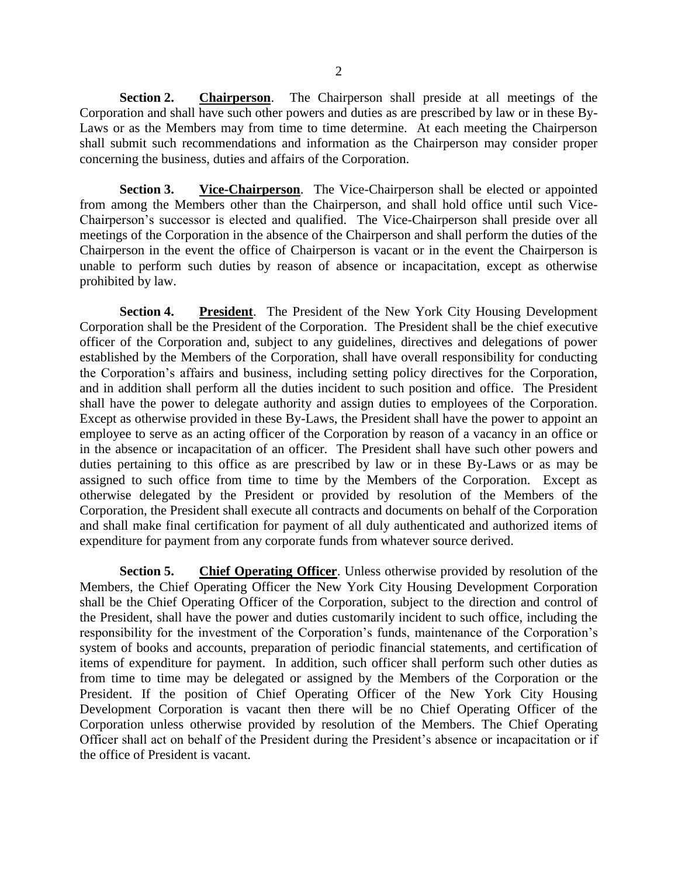**Section 2.** **Chairperson**. The Chairperson shall preside at all meetings of the Corporation and shall have such other powers and duties as are prescribed by law or in these By-Laws or as the Members may from time to time determine. At each meeting the Chairperson shall submit such recommendations and information as the Chairperson may consider proper concerning the business, duties and affairs of the Corporation.

**Section 3.** **Vice-Chairperson**. The Vice-Chairperson shall be elected or appointed from among the Members other than the Chairperson, and shall hold office until such Vice-Chairperson's successor is elected and qualified. The Vice-Chairperson shall preside over all meetings of the Corporation in the absence of the Chairperson and shall perform the duties of the Chairperson in the event the office of Chairperson is vacant or in the event the Chairperson is unable to perform such duties by reason of absence or incapacitation, except as otherwise prohibited by law.

**Section 4.** **President**. The President of the New York City Housing Development Corporation shall be the President of the Corporation. The President shall be the chief executive officer of the Corporation and, subject to any guidelines, directives and delegations of power established by the Members of the Corporation, shall have overall responsibility for conducting the Corporation's affairs and business, including setting policy directives for the Corporation, and in addition shall perform all the duties incident to such position and office. The President shall have the power to delegate authority and assign duties to employees of the Corporation. Except as otherwise provided in these By-Laws, the President shall have the power to appoint an employee to serve as an acting officer of the Corporation by reason of a vacancy in an office or in the absence or incapacitation of an officer. The President shall have such other powers and duties pertaining to this office as are prescribed by law or in these By-Laws or as may be assigned to such office from time to time by the Members of the Corporation. Except as otherwise delegated by the President or provided by resolution of the Members of the Corporation, the President shall execute all contracts and documents on behalf of the Corporation and shall make final certification for payment of all duly authenticated and authorized items of expenditure for payment from any corporate funds from whatever source derived.

**Section 5.** **Chief Operating Officer**. Unless otherwise provided by resolution of the Members, the Chief Operating Officer the New York City Housing Development Corporation shall be the Chief Operating Officer of the Corporation, subject to the direction and control of the President, shall have the power and duties customarily incident to such office, including the responsibility for the investment of the Corporation's funds, maintenance of the Corporation's system of books and accounts, preparation of periodic financial statements, and certification of items of expenditure for payment. In addition, such officer shall perform such other duties as from time to time may be delegated or assigned by the Members of the Corporation or the President. If the position of Chief Operating Officer of the New York City Housing Development Corporation is vacant then there will be no Chief Operating Officer of the Corporation unless otherwise provided by resolution of the Members. The Chief Operating Officer shall act on behalf of the President during the President's absence or incapacitation or if the office of President is vacant.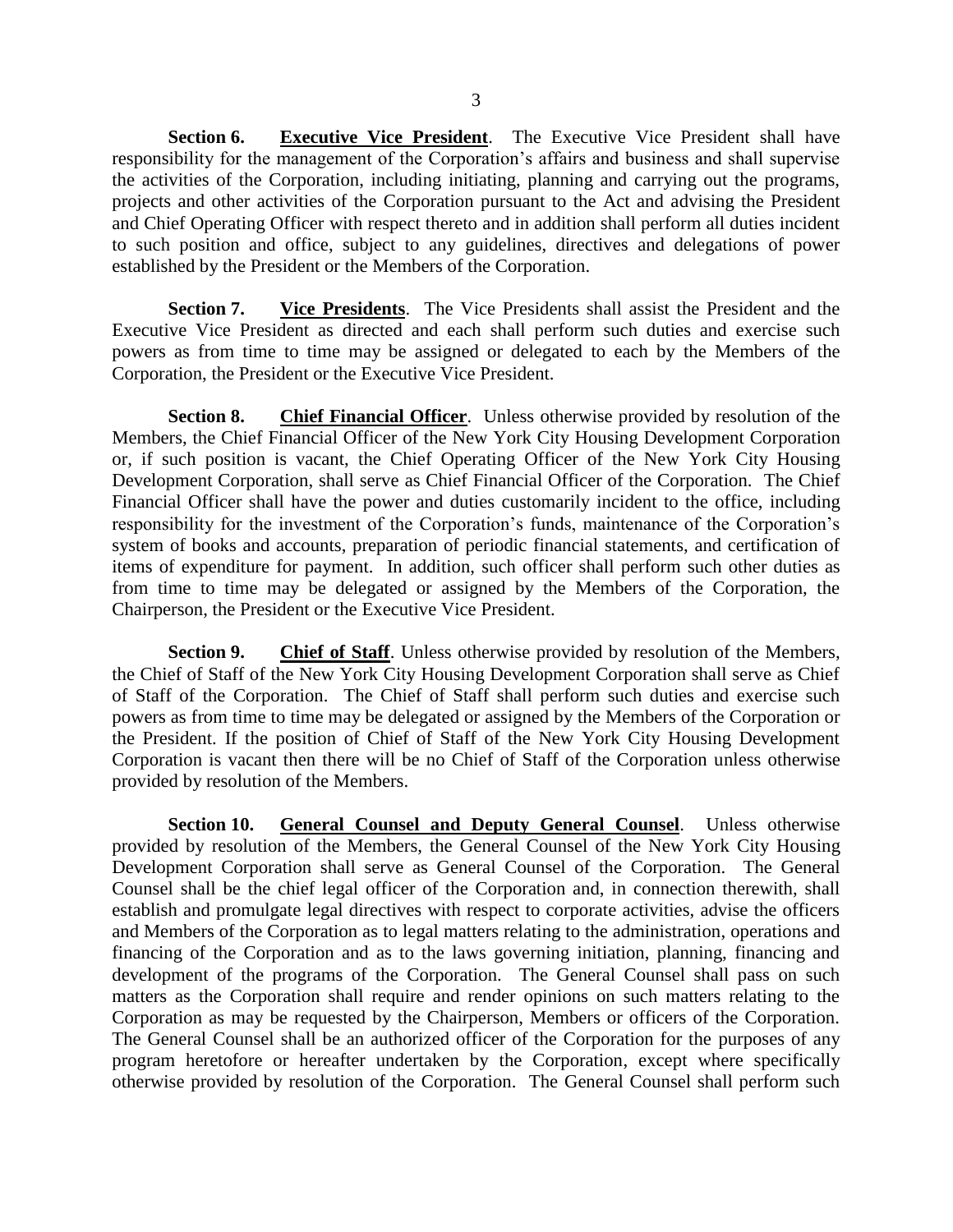**Section 6.** **Executive Vice President**. The Executive Vice President shall have responsibility for the management of the Corporation's affairs and business and shall supervise the activities of the Corporation, including initiating, planning and carrying out the programs, projects and other activities of the Corporation pursuant to the Act and advising the President and Chief Operating Officer with respect thereto and in addition shall perform all duties incident to such position and office, subject to any guidelines, directives and delegations of power established by the President or the Members of the Corporation.

**Section 7.** **Vice Presidents**. The Vice Presidents shall assist the President and the Executive Vice President as directed and each shall perform such duties and exercise such powers as from time to time may be assigned or delegated to each by the Members of the Corporation, the President or the Executive Vice President.

**Section 8.** **Chief Financial Officer**. Unless otherwise provided by resolution of the Members, the Chief Financial Officer of the New York City Housing Development Corporation or, if such position is vacant, the Chief Operating Officer of the New York City Housing Development Corporation, shall serve as Chief Financial Officer of the Corporation. The Chief Financial Officer shall have the power and duties customarily incident to the office, including responsibility for the investment of the Corporation's funds, maintenance of the Corporation's system of books and accounts, preparation of periodic financial statements, and certification of items of expenditure for payment. In addition, such officer shall perform such other duties as from time to time may be delegated or assigned by the Members of the Corporation, the Chairperson, the President or the Executive Vice President.

**Section 9.** **Chief of Staff**. Unless otherwise provided by resolution of the Members, the Chief of Staff of the New York City Housing Development Corporation shall serve as Chief of Staff of the Corporation. The Chief of Staff shall perform such duties and exercise such powers as from time to time may be delegated or assigned by the Members of the Corporation or the President. If the position of Chief of Staff of the New York City Housing Development Corporation is vacant then there will be no Chief of Staff of the Corporation unless otherwise provided by resolution of the Members.

**Section 10.** **General Counsel and Deputy General Counsel**. Unless otherwise provided by resolution of the Members, the General Counsel of the New York City Housing Development Corporation shall serve as General Counsel of the Corporation. The General Counsel shall be the chief legal officer of the Corporation and, in connection therewith, shall establish and promulgate legal directives with respect to corporate activities, advise the officers and Members of the Corporation as to legal matters relating to the administration, operations and financing of the Corporation and as to the laws governing initiation, planning, financing and development of the programs of the Corporation. The General Counsel shall pass on such matters as the Corporation shall require and render opinions on such matters relating to the Corporation as may be requested by the Chairperson, Members or officers of the Corporation. The General Counsel shall be an authorized officer of the Corporation for the purposes of any program heretofore or hereafter undertaken by the Corporation, except where specifically otherwise provided by resolution of the Corporation. The General Counsel shall perform such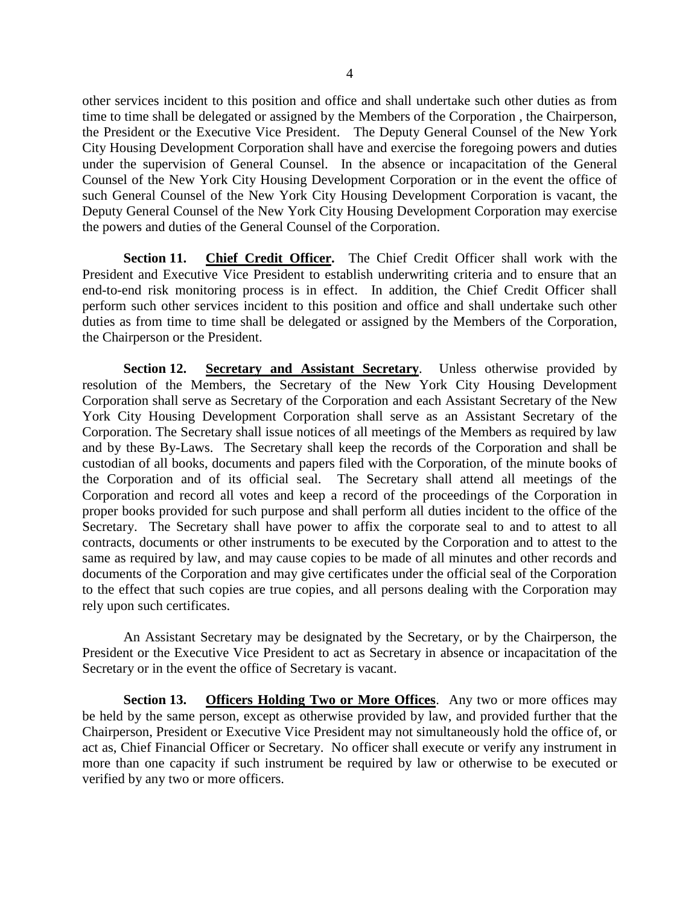other services incident to this position and office and shall undertake such other duties as from time to time shall be delegated or assigned by the Members of the Corporation , the Chairperson, the President or the Executive Vice President. The Deputy General Counsel of the New York City Housing Development Corporation shall have and exercise the foregoing powers and duties under the supervision of General Counsel. In the absence or incapacitation of the General Counsel of the New York City Housing Development Corporation or in the event the office of such General Counsel of the New York City Housing Development Corporation is vacant, the Deputy General Counsel of the New York City Housing Development Corporation may exercise the powers and duties of the General Counsel of the Corporation.

**Section 11. Chief Credit Officer.** The Chief Credit Officer shall work with the President and Executive Vice President to establish underwriting criteria and to ensure that an end-to-end risk monitoring process is in effect. In addition, the Chief Credit Officer shall perform such other services incident to this position and office and shall undertake such other duties as from time to time shall be delegated or assigned by the Members of the Corporation, the Chairperson or the President.

**Section 12. Secretary and Assistant Secretary**. Unless otherwise provided by resolution of the Members, the Secretary of the New York City Housing Development Corporation shall serve as Secretary of the Corporation and each Assistant Secretary of the New York City Housing Development Corporation shall serve as an Assistant Secretary of the Corporation. The Secretary shall issue notices of all meetings of the Members as required by law and by these By-Laws. The Secretary shall keep the records of the Corporation and shall be custodian of all books, documents and papers filed with the Corporation, of the minute books of the Corporation and of its official seal. The Secretary shall attend all meetings of the Corporation and record all votes and keep a record of the proceedings of the Corporation in proper books provided for such purpose and shall perform all duties incident to the office of the Secretary. The Secretary shall have power to affix the corporate seal to and to attest to all contracts, documents or other instruments to be executed by the Corporation and to attest to the same as required by law, and may cause copies to be made of all minutes and other records and documents of the Corporation and may give certificates under the official seal of the Corporation to the effect that such copies are true copies, and all persons dealing with the Corporation may rely upon such certificates.

An Assistant Secretary may be designated by the Secretary, or by the Chairperson, the President or the Executive Vice President to act as Secretary in absence or incapacitation of the Secretary or in the event the office of Secretary is vacant.

**Section 13. Officers Holding Two or More Offices**. Any two or more offices may be held by the same person, except as otherwise provided by law, and provided further that the Chairperson, President or Executive Vice President may not simultaneously hold the office of, or act as, Chief Financial Officer or Secretary. No officer shall execute or verify any instrument in more than one capacity if such instrument be required by law or otherwise to be executed or verified by any two or more officers.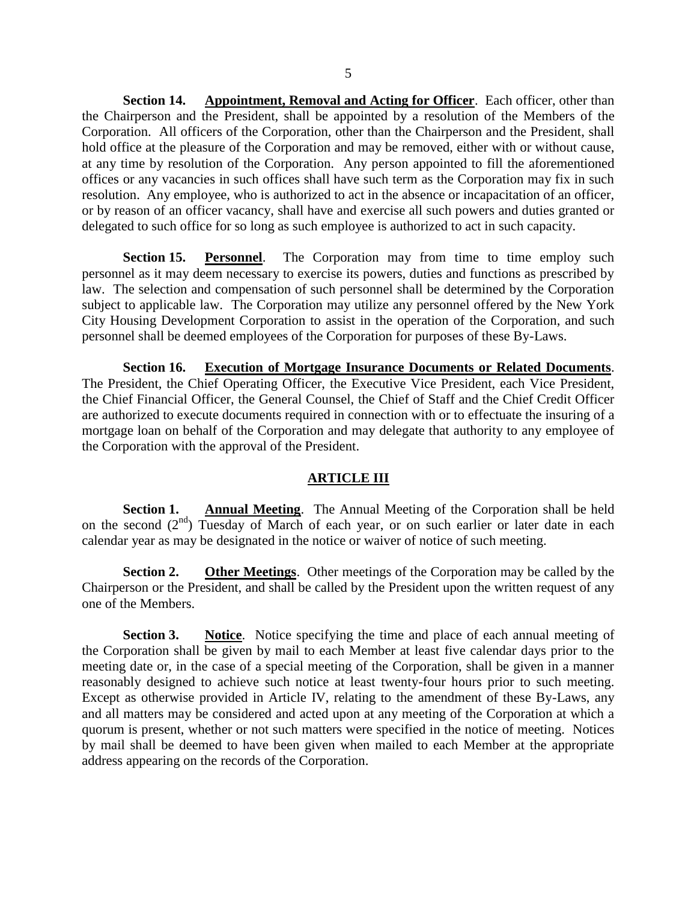**Section 14. Appointment, Removal and Acting for Officer**. Each officer, other than the Chairperson and the President, shall be appointed by a resolution of the Members of the Corporation. All officers of the Corporation, other than the Chairperson and the President, shall hold office at the pleasure of the Corporation and may be removed, either with or without cause, at any time by resolution of the Corporation. Any person appointed to fill the aforementioned offices or any vacancies in such offices shall have such term as the Corporation may fix in such resolution. Any employee, who is authorized to act in the absence or incapacitation of an officer, or by reason of an officer vacancy, shall have and exercise all such powers and duties granted or delegated to such office for so long as such employee is authorized to act in such capacity.

**Section 15. Personnel**. The Corporation may from time to time employ such personnel as it may deem necessary to exercise its powers, duties and functions as prescribed by law. The selection and compensation of such personnel shall be determined by the Corporation subject to applicable law. The Corporation may utilize any personnel offered by the New York City Housing Development Corporation to assist in the operation of the Corporation, and such personnel shall be deemed employees of the Corporation for purposes of these By-Laws.

**Section 16. Execution of Mortgage Insurance Documents or Related Documents**. The President, the Chief Operating Officer, the Executive Vice President, each Vice President, the Chief Financial Officer, the General Counsel, the Chief of Staff and the Chief Credit Officer are authorized to execute documents required in connection with or to effectuate the insuring of a mortgage loan on behalf of the Corporation and may delegate that authority to any employee of the Corporation with the approval of the President.

## ARTICLE III

**Section 1. Annual Meeting**. The Annual Meeting of the Corporation shall be held on the second (2nd) Tuesday of March of each year, or on such earlier or later date in each calendar year as may be designated in the notice or waiver of notice of such meeting.

**Section 2. Other Meetings**. Other meetings of the Corporation may be called by the Chairperson or the President, and shall be called by the President upon the written request of any one of the Members.

**Section 3. Notice**. Notice specifying the time and place of each annual meeting of the Corporation shall be given by mail to each Member at least five calendar days prior to the meeting date or, in the case of a special meeting of the Corporation, shall be given in a manner reasonably designed to achieve such notice at least twenty-four hours prior to such meeting. Except as otherwise provided in Article IV, relating to the amendment of these By-Laws, any and all matters may be considered and acted upon at any meeting of the Corporation at which a quorum is present, whether or not such matters were specified in the notice of meeting. Notices by mail shall be deemed to have been given when mailed to each Member at the appropriate address appearing on the records of the Corporation.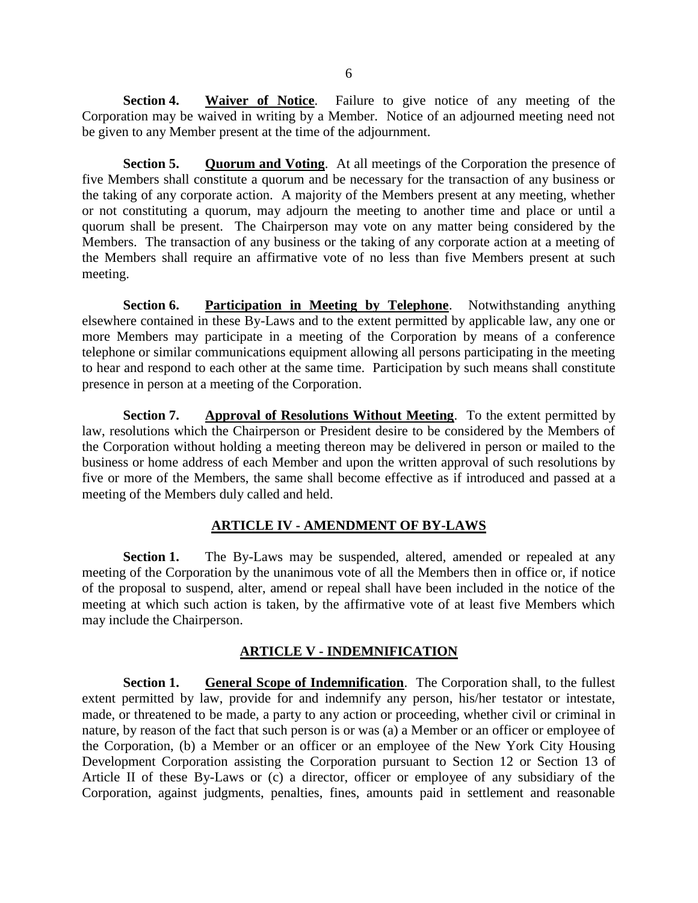**Section 4.** **Waiver of Notice**. Failure to give notice of any meeting of the Corporation may be waived in writing by a Member. Notice of an adjourned meeting need not be given to any Member present at the time of the adjournment.

**Section 5.** **Quorum and Voting**. At all meetings of the Corporation the presence of five Members shall constitute a quorum and be necessary for the transaction of any business or the taking of any corporate action. A majority of the Members present at any meeting, whether or not constituting a quorum, may adjourn the meeting to another time and place or until a quorum shall be present. The Chairperson may vote on any matter being considered by the Members. The transaction of any business or the taking of any corporate action at a meeting of the Members shall require an affirmative vote of no less than five Members present at such meeting.

**Section 6.** **Participation in Meeting by Telephone**. Notwithstanding anything elsewhere contained in these By-Laws and to the extent permitted by applicable law, any one or more Members may participate in a meeting of the Corporation by means of a conference telephone or similar communications equipment allowing all persons participating in the meeting to hear and respond to each other at the same time. Participation by such means shall constitute presence in person at a meeting of the Corporation.

**Section 7.** **Approval of Resolutions Without Meeting**. To the extent permitted by law, resolutions which the Chairperson or President desire to be considered by the Members of the Corporation without holding a meeting thereon may be delivered in person or mailed to the business or home address of each Member and upon the written approval of such resolutions by five or more of the Members, the same shall become effective as if introduced and passed at a meeting of the Members duly called and held.

## ARTICLE IV - AMENDMENT OF BY-LAWS

**Section 1.** The By-Laws may be suspended, altered, amended or repealed at any meeting of the Corporation by the unanimous vote of all the Members then in office or, if notice of the proposal to suspend, alter, amend or repeal shall have been included in the notice of the meeting at which such action is taken, by the affirmative vote of at least five Members which may include the Chairperson.

## ARTICLE V - INDEMNIFICATION

**Section 1.** **General Scope of Indemnification**. The Corporation shall, to the fullest extent permitted by law, provide for and indemnify any person, his/her testator or intestate, made, or threatened to be made, a party to any action or proceeding, whether civil or criminal in nature, by reason of the fact that such person is or was (a) a Member or an officer or employee of the Corporation, (b) a Member or an officer or an employee of the New York City Housing Development Corporation assisting the Corporation pursuant to Section 12 or Section 13 of Article II of these By-Laws or (c) a director, officer or employee of any subsidiary of the Corporation, against judgments, penalties, fines, amounts paid in settlement and reasonable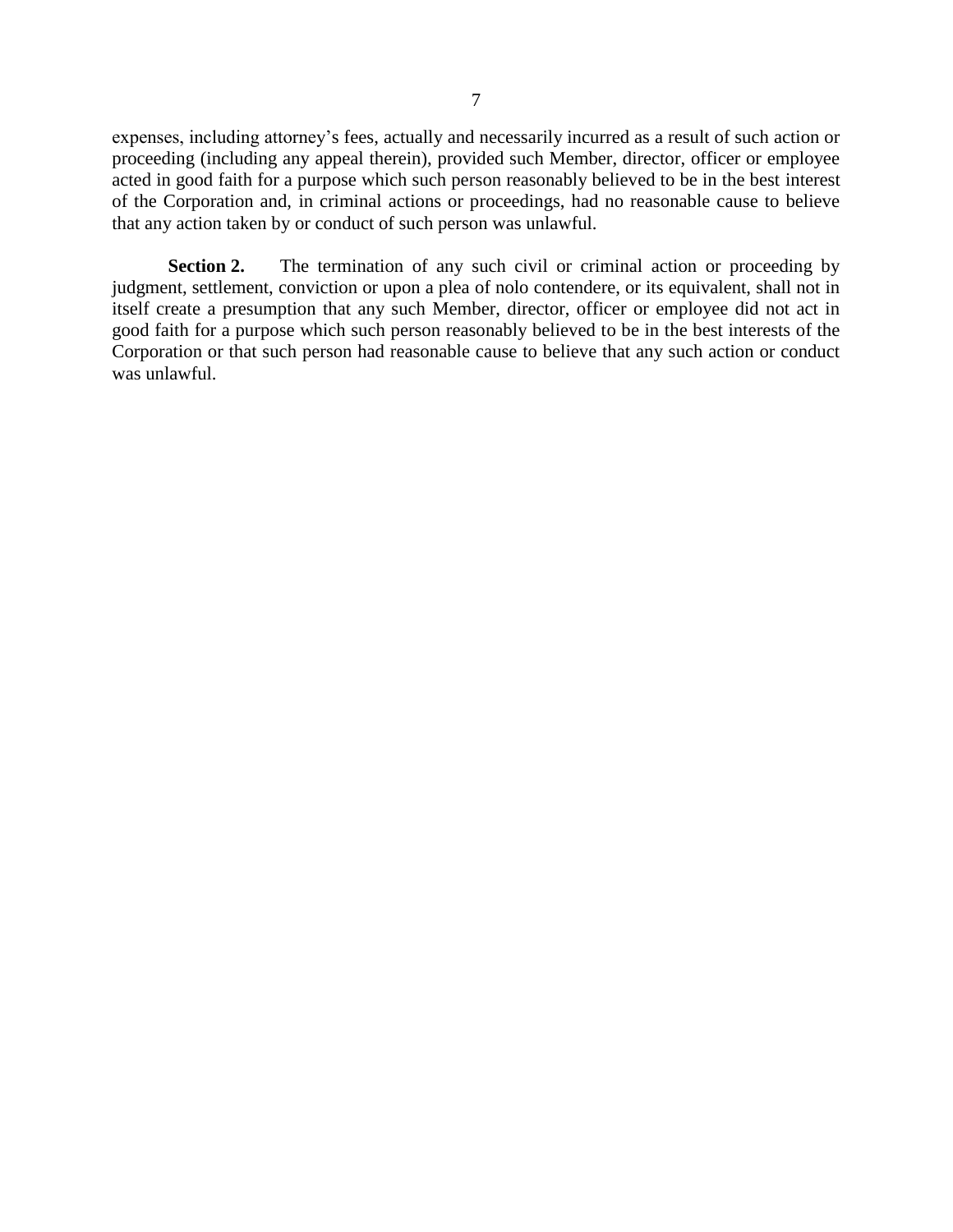expenses, including attorney's fees, actually and necessarily incurred as a result of such action or proceeding (including any appeal therein), provided such Member, director, officer or employee acted in good faith for a purpose which such person reasonably believed to be in the best interest of the Corporation and, in criminal actions or proceedings, had no reasonable cause to believe that any action taken by or conduct of such person was unlawful.

**Section 2.** The termination of any such civil or criminal action or proceeding by judgment, settlement, conviction or upon a plea of nolo contendere, or its equivalent, shall not in itself create a presumption that any such Member, director, officer or employee did not act in good faith for a purpose which such person reasonably believed to be in the best interests of the Corporation or that such person had reasonable cause to believe that any such action or conduct was unlawful.